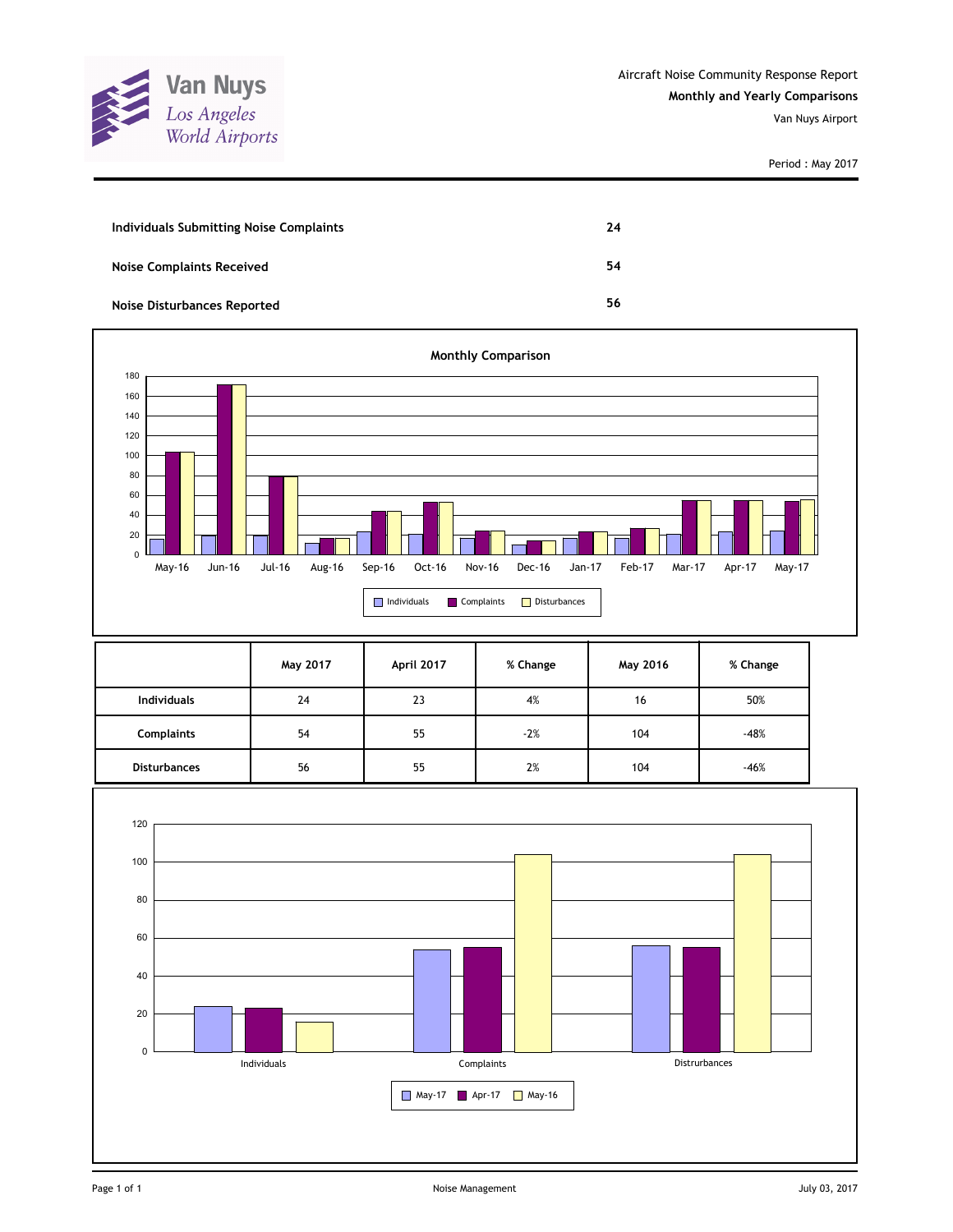Van Nuys
Los Angeles
World Airports

Aircraft Noise Community Response Report

**Monthly and Yearly Comparisons**

Van Nuys Airport

Period : May 2017

| | |
|---|---|
| **Individuals Submitting Noise Complaints** | **24** |
| **Noise Complaints Received** | **54** |
| **Noise Disturbances Reported** | **56** |

**Monthly Comparison**

| | **May 2017** | **April 2017** | **% Change** | **May 2016** | **% Change** |
|---|---|---|---|---|---|
| **Individuals** | 24 | 23 | 4% | 16 | 50% |
| **Complaints** | 54 | 55 | -2% | 104 | -48% |
| **Disturbances** | 56 | 55 | 2% | 104 | -46% |

Noise Management

July 03, 2017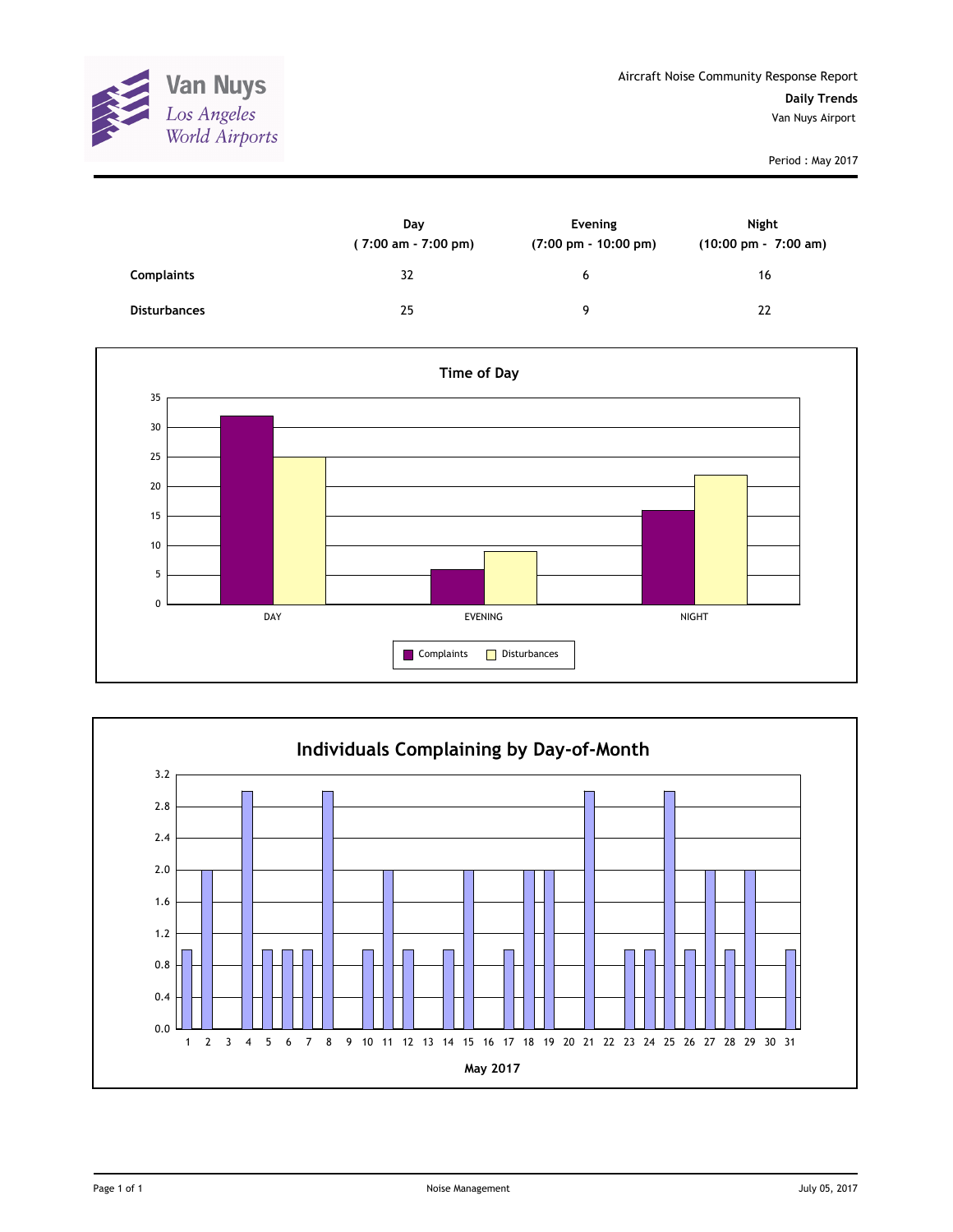Van Nuys
Los Angeles
World Airports

Aircraft Noise Community Response Report

**Daily Trends**

Van Nuys Airport

Period : May 2017

| | Day ( 7:00 am - 7:00 pm) | Evening (7:00 pm - 10:00 pm) | Night (10:00 pm - 7:00 am) |
|---|---|---|---|
| **Complaints** | 32 | 6 | 16 |
| **Disturbances** | 25 | 9 | 22 |

**Time of Day**

| | Complaints | Disturbances |
|---|---|---|
| DAY | 32 | 25 |
| EVENING | 6 | 9 |
| NIGHT | 16 | 22 |

**Individuals Complaining by Day-of-Month**

May 2017

| Day | 1 | 2 | 3 | 4 | 5 | 6 | 7 | 8 | 9 | 10 | 11 | 12 | 13 | 14 | 15 | 16 | 17 | 18 | 19 | 20 | 21 | 22 | 23 | 24 | 25 | 26 | 27 | 28 | 29 | 30 | 31 |
|---|---|---|---|---|---|---|---|---|---|---|---|---|---|---|---|---|---|---|---|---|---|---|---|---|---|---|---|---|---|---|---|
| Individuals | 1 | 2 | 0 | 3 | 1 | 1 | 1 | 3 | 0 | 1 | 2 | 1 | 0 | 1 | 2 | 0 | 1 | 2 | 2 | 0 | 3 | 0 | 1 | 1 | 3 | 1 | 2 | 1 | 2 | 0 | 1 |

Noise Management

July 05, 2017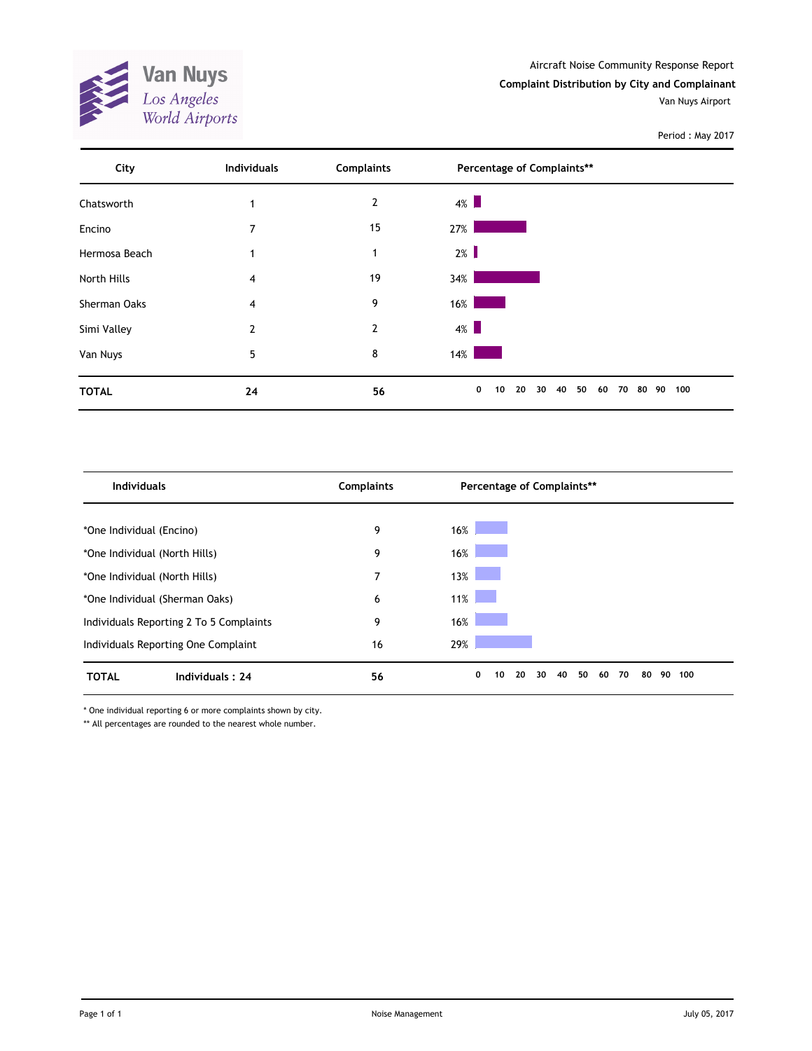Van Nuys Los Angeles World Airports

Aircraft Noise Community Response Report

**Complaint Distribution by City and Complainant**

Van Nuys Airport

Period : May 2017

| City | Individuals | Complaints | Percentage of Complaints** |
|---|---|---|---|
| Chatsworth | 1 | 2 | 4% |
| Encino | 7 | 15 | 27% |
| Hermosa Beach | 1 | 1 | 2% |
| North Hills | 4 | 19 | 34% |
| Sherman Oaks | 4 | 9 | 16% |
| Simi Valley | 2 | 2 | 4% |
| Van Nuys | 5 | 8 | 14% |
| **TOTAL** | **24** | **56** | |

| Individuals | Complaints | Percentage of Complaints** |
|---|---|---|
| *One Individual (Encino) | 9 | 16% |
| *One Individual (North Hills) | 9 | 16% |
| *One Individual (North Hills) | 7 | 13% |
| *One Individual (Sherman Oaks) | 6 | 11% |
| Individuals Reporting 2 To 5 Complaints | 9 | 16% |
| Individuals Reporting One Complaint | 16 | 29% |
| **TOTAL** **Individuals : 24** | **56** | |

* One individual reporting 6 or more complaints shown by city.

** All percentages are rounded to the nearest whole number.

Noise Management

July 05, 2017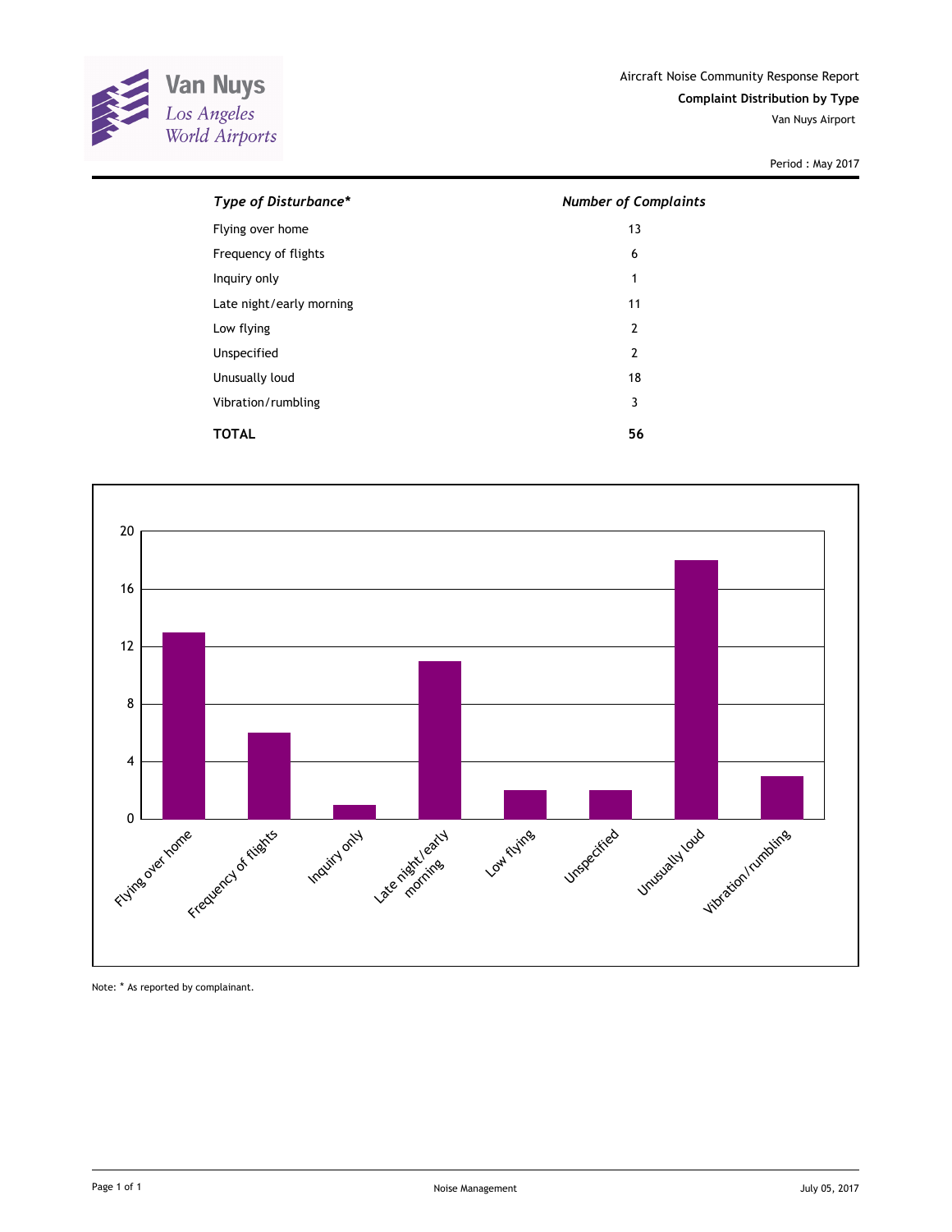Van Nuys
Los Angeles
World Airports

Aircraft Noise Community Response Report

**Complaint Distribution by Type**

Van Nuys Airport

Period : May 2017

| *Type of Disturbance** | *Number of Complaints* |
|---|---|
| Flying over home | 13 |
| Frequency of flights | 6 |
| Inquiry only | 1 |
| Late night/early morning | 11 |
| Low flying | 2 |
| Unspecified | 2 |
| Unusually loud | 18 |
| Vibration/rumbling | 3 |
| **TOTAL** | **56** |

Note: * As reported by complainant.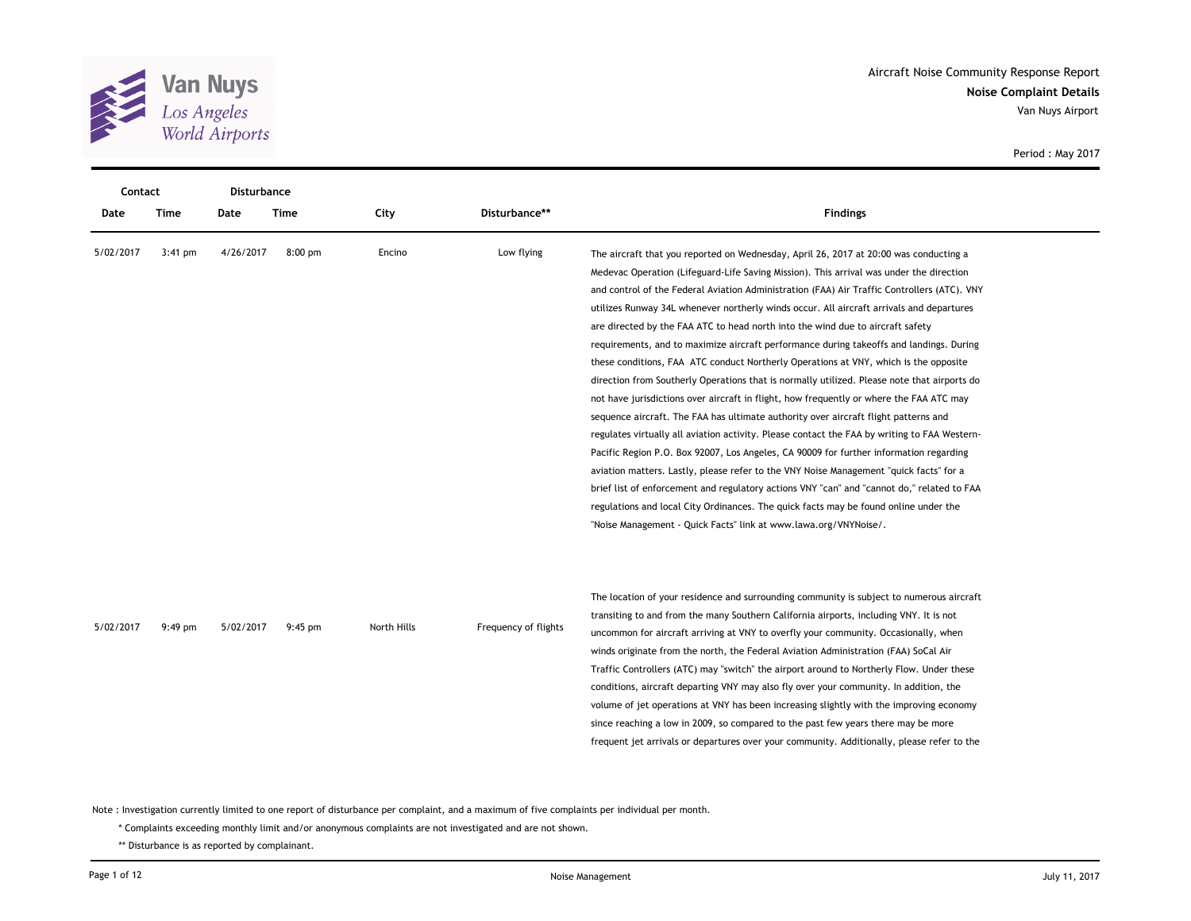Aircraft Noise Community Response Report

**Noise Complaint Details**

Van Nuys Airport

Period : May 2017

| Contact Date | Contact Time | Disturbance Date | Disturbance Time | City | Disturbance** | Findings |
|---|---|---|---|---|---|---|
| 5/02/2017 | 3:41 pm | 4/26/2017 | 8:00 pm | Encino | Low flying | The aircraft that you reported on Wednesday, April 26, 2017 at 20:00 was conducting a Medevac Operation (Lifeguard-Life Saving Mission). This arrival was under the direction and control of the Federal Aviation Administration (FAA) Air Traffic Controllers (ATC). VNY utilizes Runway 34L whenever northerly winds occur. All aircraft arrivals and departures are directed by the FAA ATC to head north into the wind due to aircraft safety requirements, and to maximize aircraft performance during takeoffs and landings. During these conditions, FAA ATC conduct Northerly Operations at VNY, which is the opposite direction from Southerly Operations that is normally utilized. Please note that airports do not have jurisdictions over aircraft in flight, how frequently or where the FAA ATC may sequence aircraft. The FAA has ultimate authority over aircraft flight patterns and regulates virtually all aviation activity. Please contact the FAA by writing to FAA Western-Pacific Region P.O. Box 92007, Los Angeles, CA 90009 for further information regarding aviation matters. Lastly, please refer to the VNY Noise Management "quick facts" for a brief list of enforcement and regulatory actions VNY "can" and "cannot do," related to FAA regulations and local City Ordinances. The quick facts may be found online under the "Noise Management - Quick Facts" link at www.lawa.org/VNYNoise/. |
| 5/02/2017 | 9:49 pm | 5/02/2017 | 9:45 pm | North Hills | Frequency of flights | The location of your residence and surrounding community is subject to numerous aircraft transiting to and from the many Southern California airports, including VNY. It is not uncommon for aircraft arriving at VNY to overfly your community. Occasionally, when winds originate from the north, the Federal Aviation Administration (FAA) SoCal Air Traffic Controllers (ATC) may "switch" the airport around to Northerly Flow. Under these conditions, aircraft departing VNY may also fly over your community. In addition, the volume of jet operations at VNY has been increasing slightly with the improving economy since reaching a low in 2009, so compared to the past few years there may be more frequent jet arrivals or departures over your community. Additionally, please refer to the |

Note : Investigation currently limited to one report of disturbance per complaint, and a maximum of five complaints per individual per month.

\* Complaints exceeding monthly limit and/or anonymous complaints are not investigated and are not shown.

\*\* Disturbance is as reported by complainant.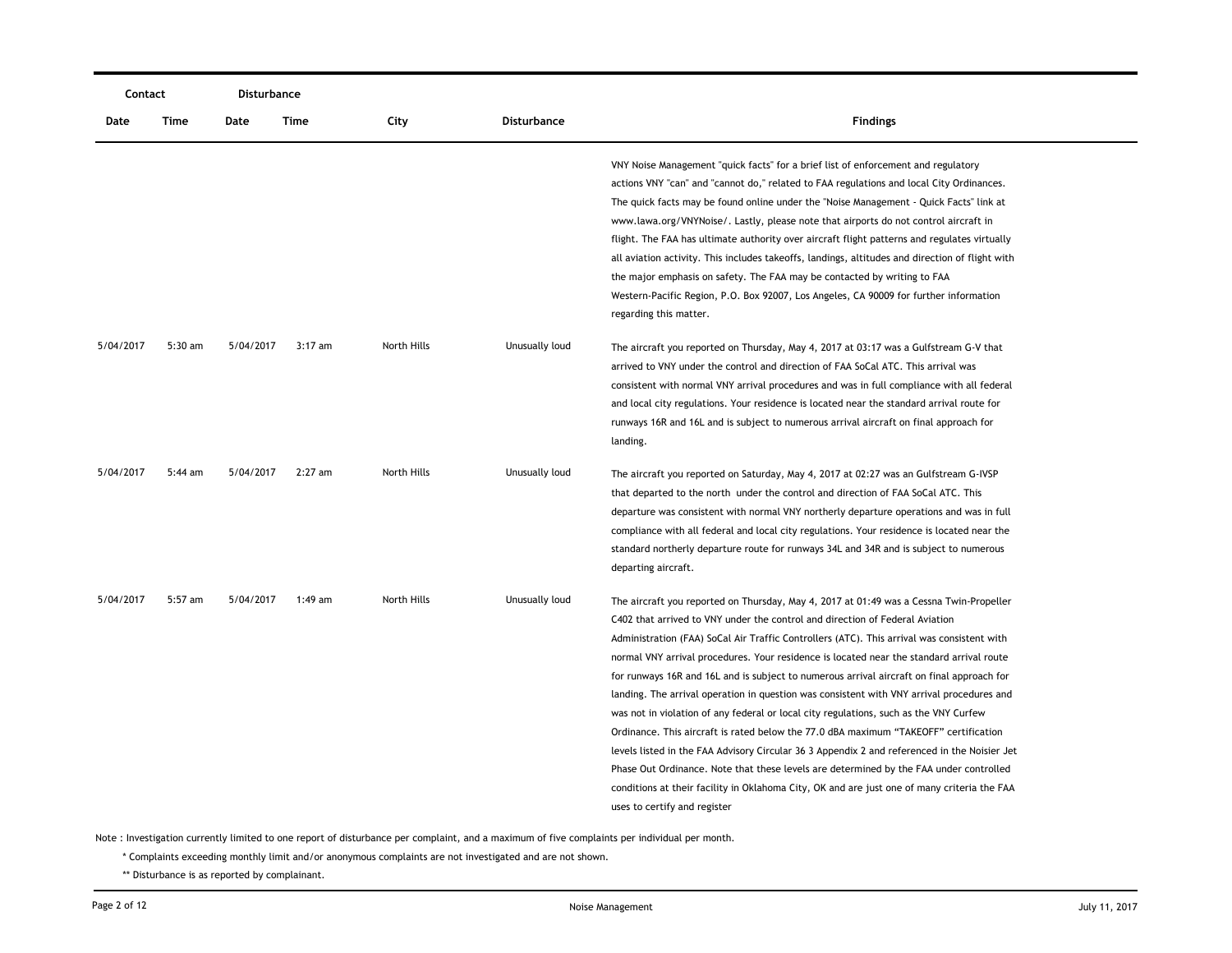| Contact | | Disturbance | | | | |
|---|---|---|---|---|---|---|
| Date | Time | Date | Time | City | Disturbance | Findings |
| | | | | | | VNY Noise Management "quick facts" for a brief list of enforcement and regulatory actions VNY "can" and "cannot do," related to FAA regulations and local City Ordinances. The quick facts may be found online under the "Noise Management - Quick Facts" link at www.lawa.org/VNYNoise/. Lastly, please note that airports do not control aircraft in flight. The FAA has ultimate authority over aircraft flight patterns and regulates virtually all aviation activity. This includes takeoffs, landings, altitudes and direction of flight with the major emphasis on safety. The FAA may be contacted by writing to FAA Western-Pacific Region, P.O. Box 92007, Los Angeles, CA 90009 for further information regarding this matter. |
| 5/04/2017 | 5:30 am | 5/04/2017 | 3:17 am | North Hills | Unusually loud | The aircraft you reported on Thursday, May 4, 2017 at 03:17 was a Gulfstream G-V that arrived to VNY under the control and direction of FAA SoCal ATC. This arrival was consistent with normal VNY arrival procedures and was in full compliance with all federal and local city regulations. Your residence is located near the standard arrival route for runways 16R and 16L and is subject to numerous arrival aircraft on final approach for landing. |
| 5/04/2017 | 5:44 am | 5/04/2017 | 2:27 am | North Hills | Unusually loud | The aircraft you reported on Saturday, May 4, 2017 at 02:27 was an Gulfstream G-IVSP that departed to the north under the control and direction of FAA SoCal ATC. This departure was consistent with normal VNY northerly departure operations and was in full compliance with all federal and local city regulations. Your residence is located near the standard northerly departure route for runways 34L and 34R and is subject to numerous departing aircraft. |
| 5/04/2017 | 5:57 am | 5/04/2017 | 1:49 am | North Hills | Unusually loud | The aircraft you reported on Thursday, May 4, 2017 at 01:49 was a Cessna Twin-Propeller C402 that arrived to VNY under the control and direction of Federal Aviation Administration (FAA) SoCal Air Traffic Controllers (ATC). This arrival was consistent with normal VNY arrival procedures. Your residence is located near the standard arrival route for runways 16R and 16L and is subject to numerous arrival aircraft on final approach for landing. The arrival operation in question was consistent with VNY arrival procedures and was not in violation of any federal or local city regulations, such as the VNY Curfew Ordinance. This aircraft is rated below the 77.0 dBA maximum "TAKEOFF" certification levels listed in the FAA Advisory Circular 36 3 Appendix 2 and referenced in the Noisier Jet Phase Out Ordinance. Note that these levels are determined by the FAA under controlled conditions at their facility in Oklahoma City, OK and are just one of many criteria the FAA uses to certify and register |

Note : Investigation currently limited to one report of disturbance per complaint, and a maximum of five complaints per individual per month.

* Complaints exceeding monthly limit and/or anonymous complaints are not investigated and are not shown.

** Disturbance is as reported by complainant.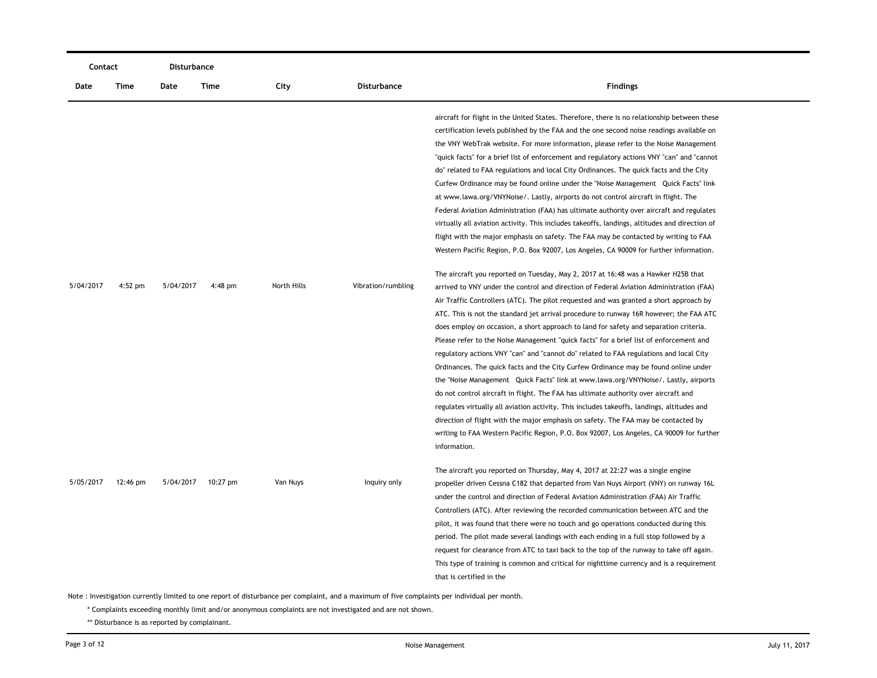| Contact | | Disturbance | | | | |
|---|---|---|---|---|---|---|
| Date | Time | Date | Time | City | Disturbance | Findings |
| | | | | | | aircraft for flight in the United States. Therefore, there is no relationship between these certification levels published by the FAA and the one second noise readings available on the VNY WebTrak website. For more information, please refer to the Noise Management "quick facts" for a brief list of enforcement and regulatory actions VNY "can" and "cannot do" related to FAA regulations and local City Ordinances. The quick facts and the City Curfew Ordinance may be found online under the "Noise Management Quick Facts" link at www.lawa.org/VNYNoise/. Lastly, airports do not control aircraft in flight. The Federal Aviation Administration (FAA) has ultimate authority over aircraft and regulates virtually all aviation activity. This includes takeoffs, landings, altitudes and direction of flight with the major emphasis on safety. The FAA may be contacted by writing to FAA Western Pacific Region, P.O. Box 92007, Los Angeles, CA 90009 for further information. |
| 5/04/2017 | 4:52 pm | 5/04/2017 | 4:48 pm | North Hills | Vibration/rumbling | The aircraft you reported on Tuesday, May 2, 2017 at 16:48 was a Hawker H25B that arrived to VNY under the control and direction of Federal Aviation Administration (FAA) Air Traffic Controllers (ATC). The pilot requested and was granted a short approach by ATC. This is not the standard jet arrival procedure to runway 16R however; the FAA ATC does employ on occasion, a short approach to land for safety and separation criteria. Please refer to the Noise Management "quick facts" for a brief list of enforcement and regulatory actions VNY "can" and "cannot do" related to FAA regulations and local City Ordinances. The quick facts and the City Curfew Ordinance may be found online under the "Noise Management Quick Facts" link at www.lawa.org/VNYNoise/. Lastly, airports do not control aircraft in flight. The FAA has ultimate authority over aircraft and regulates virtually all aviation activity. This includes takeoffs, landings, altitudes and direction of flight with the major emphasis on safety. The FAA may be contacted by writing to FAA Western Pacific Region, P.O. Box 92007, Los Angeles, CA 90009 for further information. |
| 5/05/2017 | 12:46 pm | 5/04/2017 | 10:27 pm | Van Nuys | Inquiry only | The aircraft you reported on Thursday, May 4, 2017 at 22:27 was a single engine propeller driven Cessna C182 that departed from Van Nuys Airport (VNY) on runway 16L under the control and direction of Federal Aviation Administration (FAA) Air Traffic Controllers (ATC). After reviewing the recorded communication between ATC and the pilot, it was found that there were no touch and go operations conducted during this period. The pilot made several landings with each ending in a full stop followed by a request for clearance from ATC to taxi back to the top of the runway to take off again. This type of training is common and critical for nighttime currency and is a requirement that is certified in the |

Note : Investigation currently limited to one report of disturbance per complaint, and a maximum of five complaints per individual per month.

\* Complaints exceeding monthly limit and/or anonymous complaints are not investigated and are not shown.

\*\* Disturbance is as reported by complainant.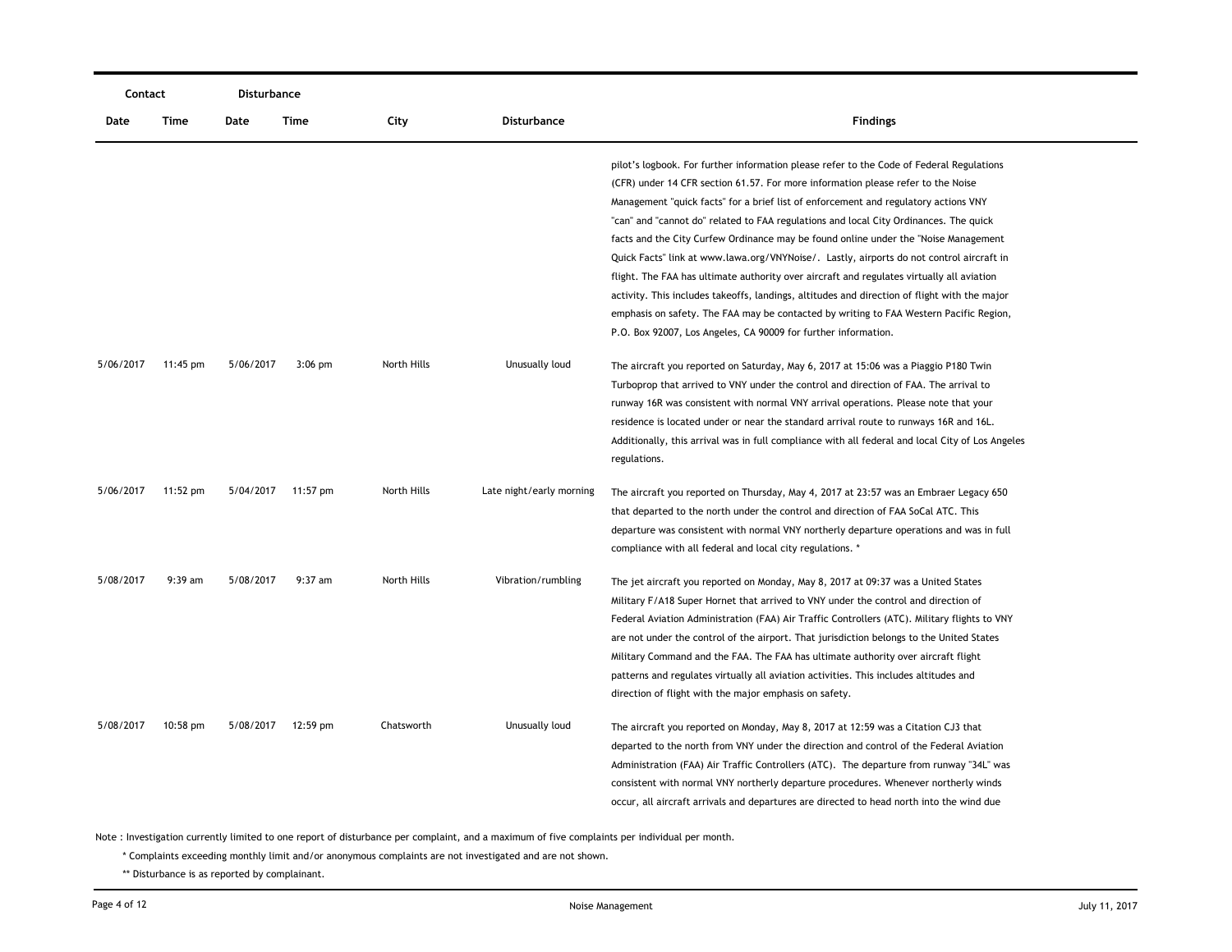| Contact | | Disturbance | | | | |
|---|---|---|---|---|---|---|
| Date | Time | Date | Time | City | Disturbance | Findings |
| | | | | | | pilot's logbook. For further information please refer to the Code of Federal Regulations (CFR) under 14 CFR section 61.57. For more information please refer to the Noise Management "quick facts" for a brief list of enforcement and regulatory actions VNY "can" and "cannot do" related to FAA regulations and local City Ordinances. The quick facts and the City Curfew Ordinance may be found online under the "Noise Management Quick Facts" link at www.lawa.org/VNYNoise/. Lastly, airports do not control aircraft in flight. The FAA has ultimate authority over aircraft and regulates virtually all aviation activity. This includes takeoffs, landings, altitudes and direction of flight with the major emphasis on safety. The FAA may be contacted by writing to FAA Western Pacific Region, P.O. Box 92007, Los Angeles, CA 90009 for further information. |
| 5/06/2017 | 11:45 pm | 5/06/2017 | 3:06 pm | North Hills | Unusually loud | The aircraft you reported on Saturday, May 6, 2017 at 15:06 was a Piaggio P180 Twin Turboprop that arrived to VNY under the control and direction of FAA. The arrival to runway 16R was consistent with normal VNY arrival operations. Please note that your residence is located under or near the standard arrival route to runways 16R and 16L. Additionally, this arrival was in full compliance with all federal and local City of Los Angeles regulations. |
| 5/06/2017 | 11:52 pm | 5/04/2017 | 11:57 pm | North Hills | Late night/early morning | The aircraft you reported on Thursday, May 4, 2017 at 23:57 was an Embraer Legacy 650 that departed to the north under the control and direction of FAA SoCal ATC. This departure was consistent with normal VNY northerly departure operations and was in full compliance with all federal and local city regulations. * |
| 5/08/2017 | 9:39 am | 5/08/2017 | 9:37 am | North Hills | Vibration/rumbling | The jet aircraft you reported on Monday, May 8, 2017 at 09:37 was a United States Military F/A18 Super Hornet that arrived to VNY under the control and direction of Federal Aviation Administration (FAA) Air Traffic Controllers (ATC). Military flights to VNY are not under the control of the airport. That jurisdiction belongs to the United States Military Command and the FAA. The FAA has ultimate authority over aircraft flight patterns and regulates virtually all aviation activities. This includes altitudes and direction of flight with the major emphasis on safety. |
| 5/08/2017 | 10:58 pm | 5/08/2017 | 12:59 pm | Chatsworth | Unusually loud | The aircraft you reported on Monday, May 8, 2017 at 12:59 was a Citation CJ3 that departed to the north from VNY under the direction and control of the Federal Aviation Administration (FAA) Air Traffic Controllers (ATC). The departure from runway "34L" was consistent with normal VNY northerly departure procedures. Whenever northerly winds occur, all aircraft arrivals and departures are directed to head north into the wind due |

Note : Investigation currently limited to one report of disturbance per complaint, and a maximum of five complaints per individual per month.

\* Complaints exceeding monthly limit and/or anonymous complaints are not investigated and are not shown.

\*\* Disturbance is as reported by complainant.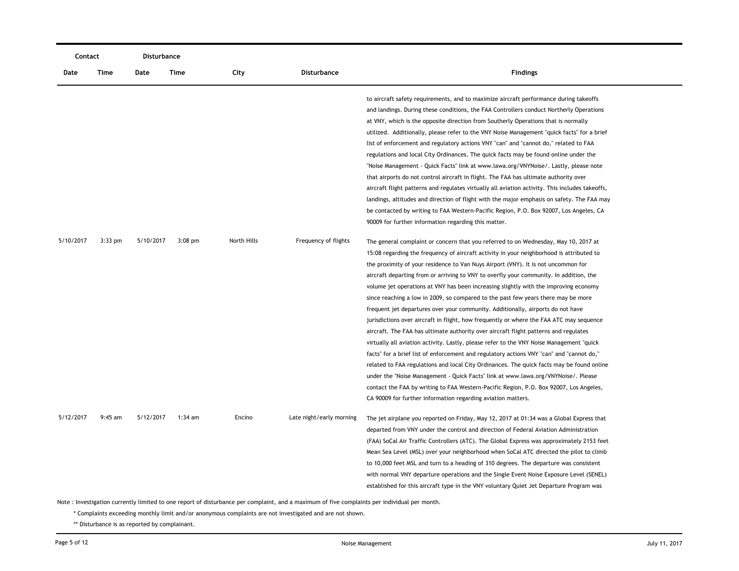| Contact | | Disturbance | | | | |
|---|---|---|---|---|---|---|
| Date | Time | Date | Time | City | Disturbance | Findings |
| | | | | | | to aircraft safety requirements, and to maximize aircraft performance during takeoffs and landings. During these conditions, the FAA Controllers conduct Northerly Operations at VNY, which is the opposite direction from Southerly Operations that is normally utilized. Additionally, please refer to the VNY Noise Management "quick facts" for a brief list of enforcement and regulatory actions VNY "can" and "cannot do," related to FAA regulations and local City Ordinances. The quick facts may be found online under the "Noise Management - Quick Facts" link at www.lawa.org/VNYNoise/. Lastly, please note that airports do not control aircraft in flight. The FAA has ultimate authority over aircraft flight patterns and regulates virtually all aviation activity. This includes takeoffs, landings, altitudes and direction of flight with the major emphasis on safety. The FAA may be contacted by writing to FAA Western-Pacific Region, P.O. Box 92007, Los Angeles, CA 90009 for further information regarding this matter. |
| 5/10/2017 | 3:33 pm | 5/10/2017 | 3:08 pm | North Hills | Frequency of flights | The general complaint or concern that you referred to on Wednesday, May 10, 2017 at 15:08 regarding the frequency of aircraft activity in your neighborhood is attributed to the proximity of your residence to Van Nuys Airport (VNY). It is not uncommon for aircraft departing from or arriving to VNY to overfly your community. In addition, the volume jet operations at VNY has been increasing slightly with the improving economy since reaching a low in 2009, so compared to the past few years there may be more frequent jet departures over your community. Additionally, airports do not have jurisdictions over aircraft in flight, how frequently or where the FAA ATC may sequence aircraft. The FAA has ultimate authority over aircraft flight patterns and regulates virtually all aviation activity. Lastly, please refer to the VNY Noise Management "quick facts" for a brief list of enforcement and regulatory actions VNY "can" and "cannot do," related to FAA regulations and local City Ordinances. The quick facts may be found online under the "Noise Management - Quick Facts" link at www.lawa.org/VNYNoise/. Please contact the FAA by writing to FAA Western-Pacific Region, P.O. Box 92007, Los Angeles, CA 90009 for further information regarding aviation matters. |
| 5/12/2017 | 9:45 am | 5/12/2017 | 1:34 am | Encino | Late night/early morning | The jet airplane you reported on Friday, May 12, 2017 at 01:34 was a Global Express that departed from VNY under the control and direction of Federal Aviation Administration (FAA) SoCal Air Traffic Controllers (ATC). The Global Express was approximately 2153 feet Mean Sea Level (MSL) over your neighborhood when SoCal ATC directed the pilot to climb to 10,000 feet MSL and turn to a heading of 310 degrees. The departure was consistent with normal VNY departure operations and the Single Event Noise Exposure Level (SENEL) established for this aircraft type in the VNY voluntary Quiet Jet Departure Program was |

Note : Investigation currently limited to one report of disturbance per complaint, and a maximum of five complaints per individual per month.

\* Complaints exceeding monthly limit and/or anonymous complaints are not investigated and are not shown.

\*\* Disturbance is as reported by complainant.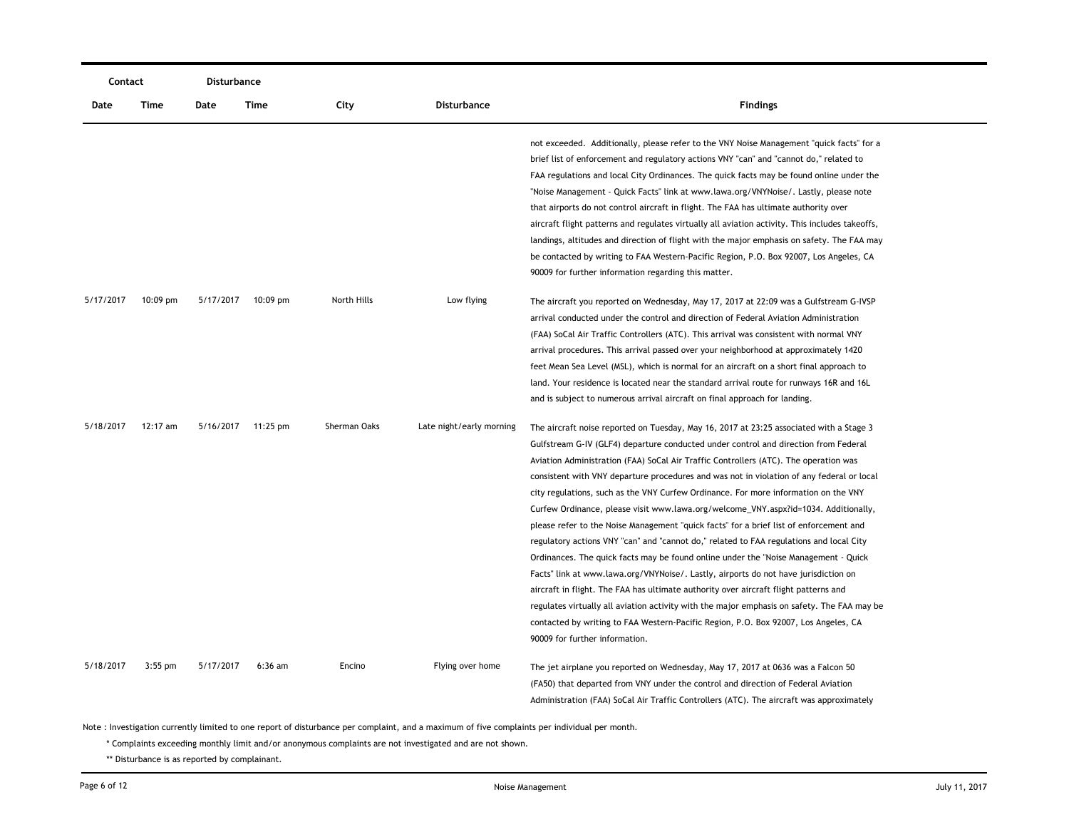| Contact | | Disturbance | | | | |
|---|---|---|---|---|---|---|
| Date | Time | Date | Time | City | Disturbance | Findings |
| | | | | | | not exceeded. Additionally, please refer to the VNY Noise Management "quick facts" for a brief list of enforcement and regulatory actions VNY "can" and "cannot do," related to FAA regulations and local City Ordinances. The quick facts may be found online under the "Noise Management - Quick Facts" link at www.lawa.org/VNYNoise/. Lastly, please note that airports do not control aircraft in flight. The FAA has ultimate authority over aircraft flight patterns and regulates virtually all aviation activity. This includes takeoffs, landings, altitudes and direction of flight with the major emphasis on safety. The FAA may be contacted by writing to FAA Western-Pacific Region, P.O. Box 92007, Los Angeles, CA 90009 for further information regarding this matter. |
| 5/17/2017 | 10:09 pm | 5/17/2017 | 10:09 pm | North Hills | Low flying | The aircraft you reported on Wednesday, May 17, 2017 at 22:09 was a Gulfstream G-IVSP arrival conducted under the control and direction of Federal Aviation Administration (FAA) SoCal Air Traffic Controllers (ATC). This arrival was consistent with normal VNY arrival procedures. This arrival passed over your neighborhood at approximately 1420 feet Mean Sea Level (MSL), which is normal for an aircraft on a short final approach to land. Your residence is located near the standard arrival route for runways 16R and 16L and is subject to numerous arrival aircraft on final approach for landing. |
| 5/18/2017 | 12:17 am | 5/16/2017 | 11:25 pm | Sherman Oaks | Late night/early morning | The aircraft noise reported on Tuesday, May 16, 2017 at 23:25 associated with a Stage 3 Gulfstream G-IV (GLF4) departure conducted under control and direction from Federal Aviation Administration (FAA) SoCal Air Traffic Controllers (ATC). The operation was consistent with VNY departure procedures and was not in violation of any federal or local city regulations, such as the VNY Curfew Ordinance. For more information on the VNY Curfew Ordinance, please visit www.lawa.org/welcome_VNY.aspx?id=1034. Additionally, please refer to the Noise Management "quick facts" for a brief list of enforcement and regulatory actions VNY "can" and "cannot do," related to FAA regulations and local City Ordinances. The quick facts may be found online under the "Noise Management - Quick Facts" link at www.lawa.org/VNYNoise/. Lastly, airports do not have jurisdiction on aircraft in flight. The FAA has ultimate authority over aircraft flight patterns and regulates virtually all aviation activity with the major emphasis on safety. The FAA may be contacted by writing to FAA Western-Pacific Region, P.O. Box 92007, Los Angeles, CA 90009 for further information. |
| 5/18/2017 | 3:55 pm | 5/17/2017 | 6:36 am | Encino | Flying over home | The jet airplane you reported on Wednesday, May 17, 2017 at 0636 was a Falcon 50 (FA50) that departed from VNY under the control and direction of Federal Aviation Administration (FAA) SoCal Air Traffic Controllers (ATC). The aircraft was approximately |

Note : Investigation currently limited to one report of disturbance per complaint, and a maximum of five complaints per individual per month.

\* Complaints exceeding monthly limit and/or anonymous complaints are not investigated and are not shown.

\*\* Disturbance is as reported by complainant.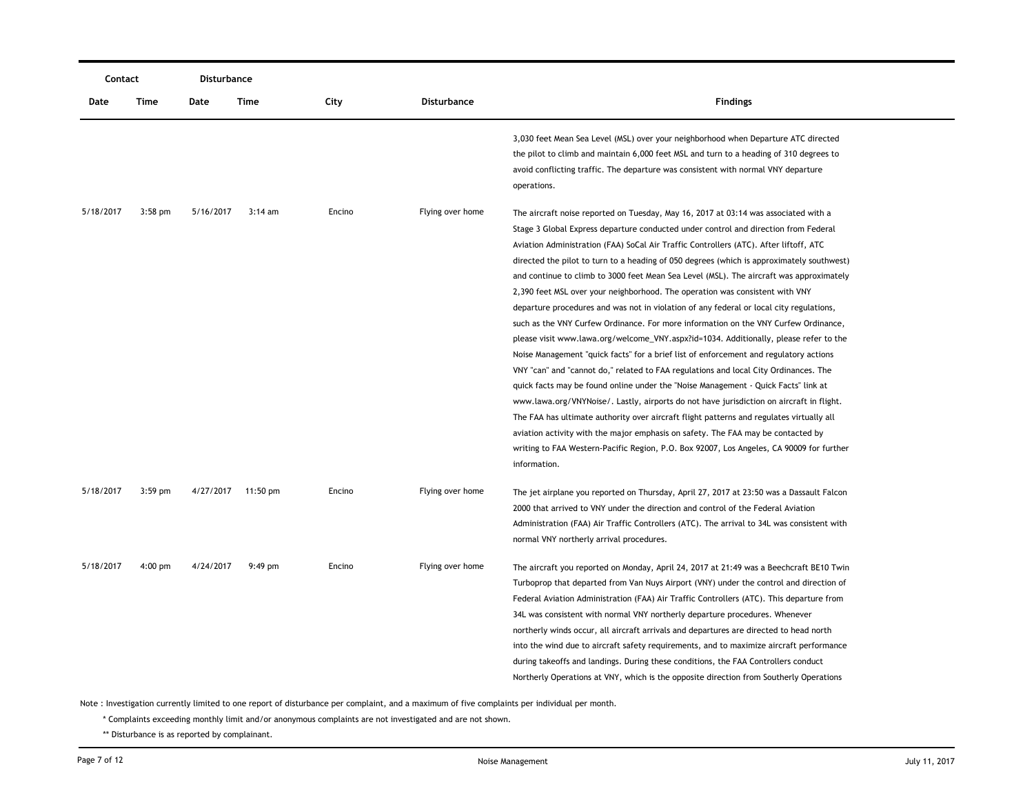| Contact | | Disturbance | | | | |
|---|---|---|---|---|---|---|
| Date | Time | Date | Time | City | Disturbance | Findings |
| | | | | | | 3,030 feet Mean Sea Level (MSL) over your neighborhood when Departure ATC directed the pilot to climb and maintain 6,000 feet MSL and turn to a heading of 310 degrees to avoid conflicting traffic. The departure was consistent with normal VNY departure operations. |
| 5/18/2017 | 3:58 pm | 5/16/2017 | 3:14 am | Encino | Flying over home | The aircraft noise reported on Tuesday, May 16, 2017 at 03:14 was associated with a Stage 3 Global Express departure conducted under control and direction from Federal Aviation Administration (FAA) SoCal Air Traffic Controllers (ATC). After liftoff, ATC directed the pilot to turn to a heading of 050 degrees (which is approximately southwest) and continue to climb to 3000 feet Mean Sea Level (MSL). The aircraft was approximately 2,390 feet MSL over your neighborhood. The operation was consistent with VNY departure procedures and was not in violation of any federal or local city regulations, such as the VNY Curfew Ordinance. For more information on the VNY Curfew Ordinance, please visit www.lawa.org/welcome_VNY.aspx?id=1034. Additionally, please refer to the Noise Management "quick facts" for a brief list of enforcement and regulatory actions VNY "can" and "cannot do," related to FAA regulations and local City Ordinances. The quick facts may be found online under the "Noise Management - Quick Facts" link at www.lawa.org/VNYNoise/. Lastly, airports do not have jurisdiction on aircraft in flight. The FAA has ultimate authority over aircraft flight patterns and regulates virtually all aviation activity with the major emphasis on safety. The FAA may be contacted by writing to FAA Western-Pacific Region, P.O. Box 92007, Los Angeles, CA 90009 for further information. |
| 5/18/2017 | 3:59 pm | 4/27/2017 | 11:50 pm | Encino | Flying over home | The jet airplane you reported on Thursday, April 27, 2017 at 23:50 was a Dassault Falcon 2000 that arrived to VNY under the direction and control of the Federal Aviation Administration (FAA) Air Traffic Controllers (ATC). The arrival to 34L was consistent with normal VNY northerly arrival procedures. |
| 5/18/2017 | 4:00 pm | 4/24/2017 | 9:49 pm | Encino | Flying over home | The aircraft you reported on Monday, April 24, 2017 at 21:49 was a Beechcraft BE10 Twin Turboprop that departed from Van Nuys Airport (VNY) under the control and direction of Federal Aviation Administration (FAA) Air Traffic Controllers (ATC). This departure from 34L was consistent with normal VNY northerly departure procedures. Whenever northerly winds occur, all aircraft arrivals and departures are directed to head north into the wind due to aircraft safety requirements, and to maximize aircraft performance during takeoffs and landings. During these conditions, the FAA Controllers conduct Northerly Operations at VNY, which is the opposite direction from Southerly Operations |

Note : Investigation currently limited to one report of disturbance per complaint, and a maximum of five complaints per individual per month.

\* Complaints exceeding monthly limit and/or anonymous complaints are not investigated and are not shown.

\*\* Disturbance is as reported by complainant.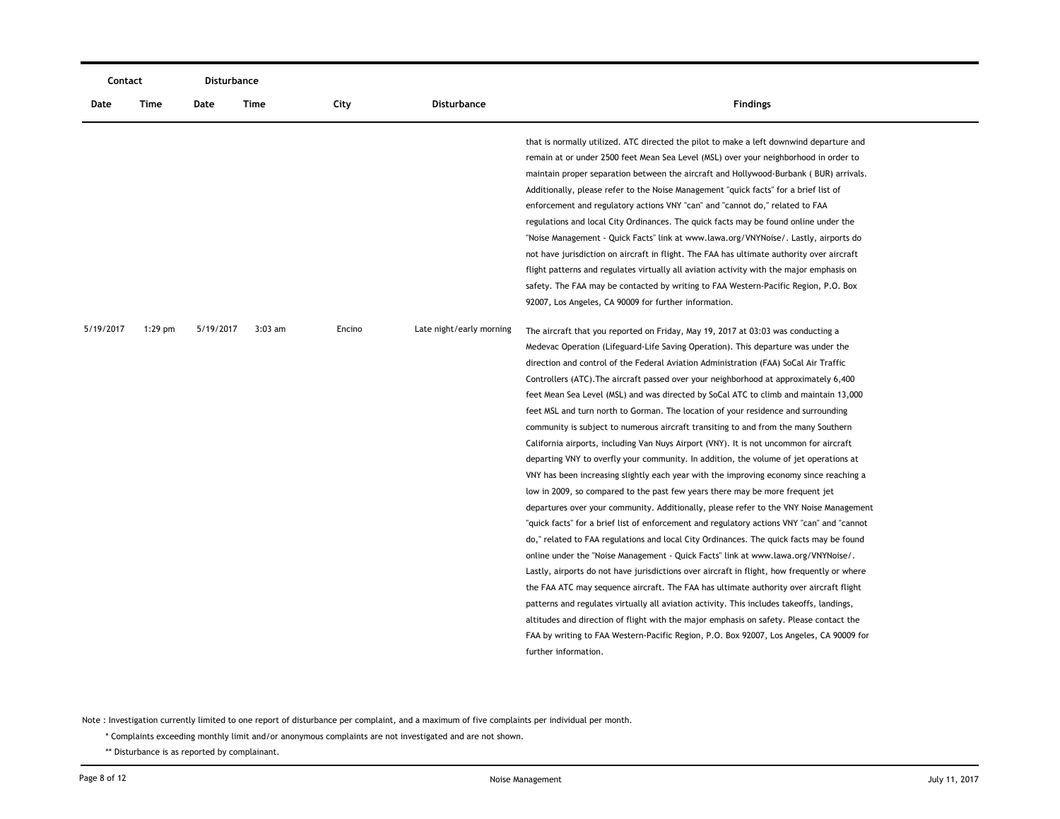| Contact | | Disturbance | | | | |
|---|---|---|---|---|---|---|
| Date | Time | Date | Time | City | Disturbance | Findings |
| | | | | | | that is normally utilized. ATC directed the pilot to make a left downwind departure and remain at or under 2500 feet Mean Sea Level (MSL) over your neighborhood in order to maintain proper separation between the aircraft and Hollywood-Burbank ( BUR) arrivals. Additionally, please refer to the Noise Management "quick facts" for a brief list of enforcement and regulatory actions VNY "can" and "cannot do," related to FAA regulations and local City Ordinances. The quick facts may be found online under the "Noise Management - Quick Facts" link at www.lawa.org/VNYNoise/. Lastly, airports do not have jurisdiction on aircraft in flight. The FAA has ultimate authority over aircraft flight patterns and regulates virtually all aviation activity with the major emphasis on safety. The FAA may be contacted by writing to FAA Western-Pacific Region, P.O. Box 92007, Los Angeles, CA 90009 for further information. |
| 5/19/2017 | 1:29 pm | 5/19/2017 | 3:03 am | Encino | Late night/early morning | The aircraft that you reported on Friday, May 19, 2017 at 03:03 was conducting a Medevac Operation (Lifeguard-Life Saving Operation). This departure was under the direction and control of the Federal Aviation Administration (FAA) SoCal Air Traffic Controllers (ATC).The aircraft passed over your neighborhood at approximately 6,400 feet Mean Sea Level (MSL) and was directed by SoCal ATC to climb and maintain 13,000 feet MSL and turn north to Gorman. The location of your residence and surrounding community is subject to numerous aircraft transiting to and from the many Southern California airports, including Van Nuys Airport (VNY). It is not uncommon for aircraft departing VNY to overfly your community. In addition, the volume of jet operations at VNY has been increasing slightly each year with the improving economy since reaching a low in 2009, so compared to the past few years there may be more frequent jet departures over your community. Additionally, please refer to the VNY Noise Management "quick facts" for a brief list of enforcement and regulatory actions VNY "can" and "cannot do," related to FAA regulations and local City Ordinances. The quick facts may be found online under the "Noise Management - Quick Facts" link at www.lawa.org/VNYNoise/. Lastly, airports do not have jurisdictions over aircraft in flight, how frequently or where the FAA ATC may sequence aircraft. The FAA has ultimate authority over aircraft flight patterns and regulates virtually all aviation activity. This includes takeoffs, landings, altitudes and direction of flight with the major emphasis on safety. Please contact the FAA by writing to FAA Western-Pacific Region, P.O. Box 92007, Los Angeles, CA 90009 for further information. |

Note : Investigation currently limited to one report of disturbance per complaint, and a maximum of five complaints per individual per month.

\* Complaints exceeding monthly limit and/or anonymous complaints are not investigated and are not shown.

\*\* Disturbance is as reported by complainant.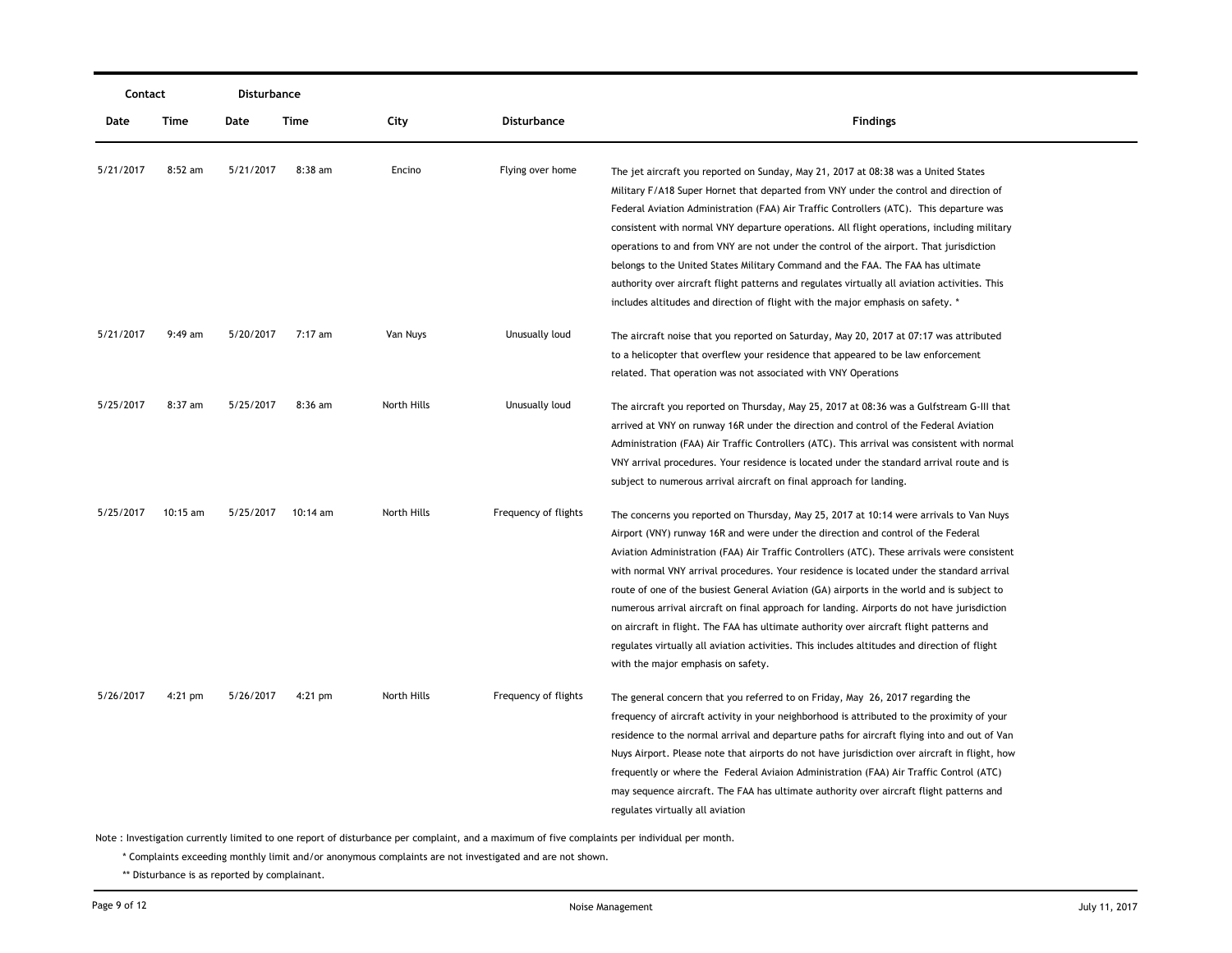| Contact | | Disturbance | | | | |
|---|---|---|---|---|---|---|
| Date | Time | Date | Time | City | Disturbance | Findings |
| 5/21/2017 | 8:52 am | 5/21/2017 | 8:38 am | Encino | Flying over home | The jet aircraft you reported on Sunday, May 21, 2017 at 08:38 was a United States Military F/A18 Super Hornet that departed from VNY under the control and direction of Federal Aviation Administration (FAA) Air Traffic Controllers (ATC). This departure was consistent with normal VNY departure operations. All flight operations, including military operations to and from VNY are not under the control of the airport. That jurisdiction belongs to the United States Military Command and the FAA. The FAA has ultimate authority over aircraft flight patterns and regulates virtually all aviation activities. This includes altitudes and direction of flight with the major emphasis on safety. * |
| 5/21/2017 | 9:49 am | 5/20/2017 | 7:17 am | Van Nuys | Unusually loud | The aircraft noise that you reported on Saturday, May 20, 2017 at 07:17 was attributed to a helicopter that overflew your residence that appeared to be law enforcement related. That operation was not associated with VNY Operations |
| 5/25/2017 | 8:37 am | 5/25/2017 | 8:36 am | North Hills | Unusually loud | The aircraft you reported on Thursday, May 25, 2017 at 08:36 was a Gulfstream G-III that arrived at VNY on runway 16R under the direction and control of the Federal Aviation Administration (FAA) Air Traffic Controllers (ATC). This arrival was consistent with normal VNY arrival procedures. Your residence is located under the standard arrival route and is subject to numerous arrival aircraft on final approach for landing. |
| 5/25/2017 | 10:15 am | 5/25/2017 | 10:14 am | North Hills | Frequency of flights | The concerns you reported on Thursday, May 25, 2017 at 10:14 were arrivals to Van Nuys Airport (VNY) runway 16R and were under the direction and control of the Federal Aviation Administration (FAA) Air Traffic Controllers (ATC). These arrivals were consistent with normal VNY arrival procedures. Your residence is located under the standard arrival route of one of the busiest General Aviation (GA) airports in the world and is subject to numerous arrival aircraft on final approach for landing. Airports do not have jurisdiction on aircraft in flight. The FAA has ultimate authority over aircraft flight patterns and regulates virtually all aviation activities. This includes altitudes and direction of flight with the major emphasis on safety. |
| 5/26/2017 | 4:21 pm | 5/26/2017 | 4:21 pm | North Hills | Frequency of flights | The general concern that you referred to on Friday, May 26, 2017 regarding the frequency of aircraft activity in your neighborhood is attributed to the proximity of your residence to the normal arrival and departure paths for aircraft flying into and out of Van Nuys Airport. Please note that airports do not have jurisdiction over aircraft in flight, how frequently or where the Federal Aviaion Administration (FAA) Air Traffic Control (ATC) may sequence aircraft. The FAA has ultimate authority over aircraft flight patterns and regulates virtually all aviation |

Note : Investigation currently limited to one report of disturbance per complaint, and a maximum of five complaints per individual per month.

\* Complaints exceeding monthly limit and/or anonymous complaints are not investigated and are not shown.

\** Disturbance is as reported by complainant.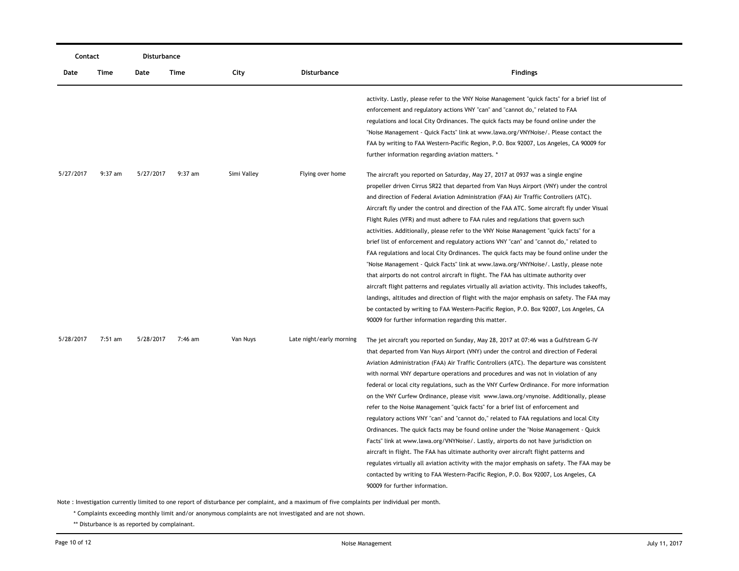| Contact | | Disturbance | | | | |
|---|---|---|---|---|---|---|
| Date | Time | Date | Time | City | Disturbance | Findings |
| | | | | | | activity. Lastly, please refer to the VNY Noise Management "quick facts" for a brief list of enforcement and regulatory actions VNY "can" and "cannot do," related to FAA regulations and local City Ordinances. The quick facts may be found online under the "Noise Management - Quick Facts" link at www.lawa.org/VNYNoise/. Please contact the FAA by writing to FAA Western-Pacific Region, P.O. Box 92007, Los Angeles, CA 90009 for further information regarding aviation matters. * |
| 5/27/2017 | 9:37 am | 5/27/2017 | 9:37 am | Simi Valley | Flying over home | The aircraft you reported on Saturday, May 27, 2017 at 0937 was a single engine propeller driven Cirrus SR22 that departed from Van Nuys Airport (VNY) under the control and direction of Federal Aviation Administration (FAA) Air Traffic Controllers (ATC). Aircraft fly under the control and direction of the FAA ATC. Some aircraft fly under Visual Flight Rules (VFR) and must adhere to FAA rules and regulations that govern such activities. Additionally, please refer to the VNY Noise Management "quick facts" for a brief list of enforcement and regulatory actions VNY "can" and "cannot do," related to FAA regulations and local City Ordinances. The quick facts may be found online under the "Noise Management - Quick Facts" link at www.lawa.org/VNYNoise/. Lastly, please note that airports do not control aircraft in flight. The FAA has ultimate authority over aircraft flight patterns and regulates virtually all aviation activity. This includes takeoffs, landings, altitudes and direction of flight with the major emphasis on safety. The FAA may be contacted by writing to FAA Western-Pacific Region, P.O. Box 92007, Los Angeles, CA 90009 for further information regarding this matter. |
| 5/28/2017 | 7:51 am | 5/28/2017 | 7:46 am | Van Nuys | Late night/early morning | The jet aircraft you reported on Sunday, May 28, 2017 at 07:46 was a Gulfstream G-IV that departed from Van Nuys Airport (VNY) under the control and direction of Federal Aviation Administration (FAA) Air Traffic Controllers (ATC). The departure was consistent with normal VNY departure operations and procedures and was not in violation of any federal or local city regulations, such as the VNY Curfew Ordinance. For more information on the VNY Curfew Ordinance, please visit www.lawa.org/vnynoise. Additionally, please refer to the Noise Management "quick facts" for a brief list of enforcement and regulatory actions VNY "can" and "cannot do," related to FAA regulations and local City Ordinances. The quick facts may be found online under the "Noise Management - Quick Facts" link at www.lawa.org/VNYNoise/. Lastly, airports do not have jurisdiction on aircraft in flight. The FAA has ultimate authority over aircraft flight patterns and regulates virtually all aviation activity with the major emphasis on safety. The FAA may be contacted by writing to FAA Western-Pacific Region, P.O. Box 92007, Los Angeles, CA 90009 for further information. |

Note : Investigation currently limited to one report of disturbance per complaint, and a maximum of five complaints per individual per month.

\* Complaints exceeding monthly limit and/or anonymous complaints are not investigated and are not shown.

\*\* Disturbance is as reported by complainant.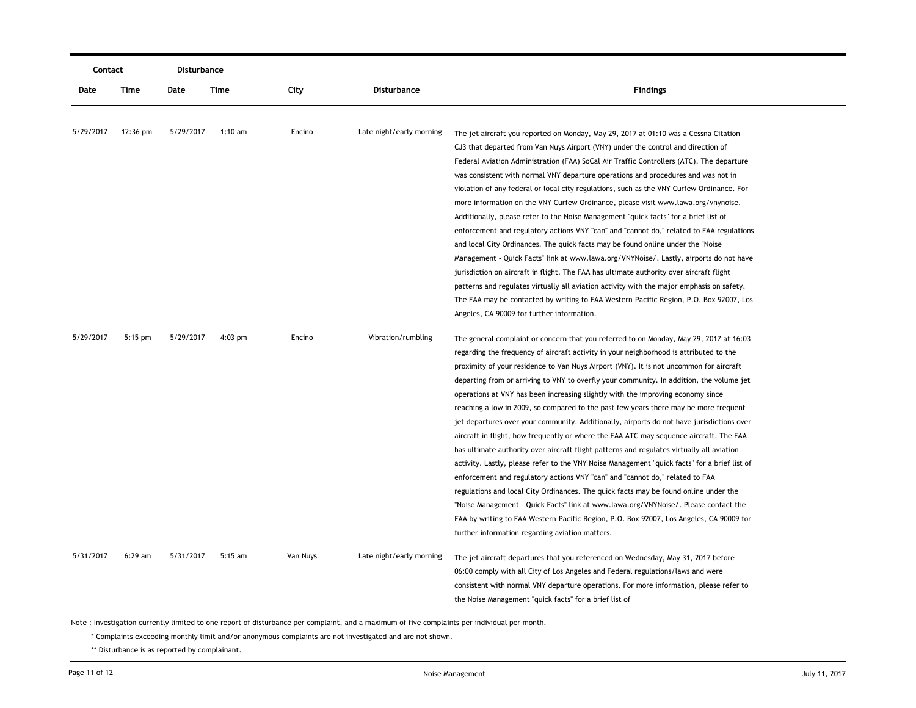| Contact | | Disturbance | | | | |
|---|---|---|---|---|---|---|
| Date | Time | Date | Time | City | Disturbance | Findings |
| 5/29/2017 | 12:36 pm | 5/29/2017 | 1:10 am | Encino | Late night/early morning | The jet aircraft you reported on Monday, May 29, 2017 at 01:10 was a Cessna Citation CJ3 that departed from Van Nuys Airport (VNY) under the control and direction of Federal Aviation Administration (FAA) SoCal Air Traffic Controllers (ATC). The departure was consistent with normal VNY departure operations and procedures and was not in violation of any federal or local city regulations, such as the VNY Curfew Ordinance. For more information on the VNY Curfew Ordinance, please visit www.lawa.org/vnynoise. Additionally, please refer to the Noise Management "quick facts" for a brief list of enforcement and regulatory actions VNY "can" and "cannot do," related to FAA regulations and local City Ordinances. The quick facts may be found online under the "Noise Management - Quick Facts" link at www.lawa.org/VNYNoise/. Lastly, airports do not have jurisdiction on aircraft in flight. The FAA has ultimate authority over aircraft flight patterns and regulates virtually all aviation activity with the major emphasis on safety. The FAA may be contacted by writing to FAA Western-Pacific Region, P.O. Box 92007, Los Angeles, CA 90009 for further information. |
| 5/29/2017 | 5:15 pm | 5/29/2017 | 4:03 pm | Encino | Vibration/rumbling | The general complaint or concern that you referred to on Monday, May 29, 2017 at 16:03 regarding the frequency of aircraft activity in your neighborhood is attributed to the proximity of your residence to Van Nuys Airport (VNY). It is not uncommon for aircraft departing from or arriving to VNY to overfly your community. In addition, the volume jet operations at VNY has been increasing slightly with the improving economy since reaching a low in 2009, so compared to the past few years there may be more frequent jet departures over your community. Additionally, airports do not have jurisdictions over aircraft in flight, how frequently or where the FAA ATC may sequence aircraft. The FAA has ultimate authority over aircraft flight patterns and regulates virtually all aviation activity. Lastly, please refer to the VNY Noise Management "quick facts" for a brief list of enforcement and regulatory actions VNY "can" and "cannot do," related to FAA regulations and local City Ordinances. The quick facts may be found online under the "Noise Management - Quick Facts" link at www.lawa.org/VNYNoise/. Please contact the FAA by writing to FAA Western-Pacific Region, P.O. Box 92007, Los Angeles, CA 90009 for further information regarding aviation matters. |
| 5/31/2017 | 6:29 am | 5/31/2017 | 5:15 am | Van Nuys | Late night/early morning | The jet aircraft departures that you referenced on Wednesday, May 31, 2017 before 06:00 comply with all City of Los Angeles and Federal regulations/laws and were consistent with normal VNY departure operations. For more information, please refer to the Noise Management "quick facts" for a brief list of |

Note : Investigation currently limited to one report of disturbance per complaint, and a maximum of five complaints per individual per month.

\* Complaints exceeding monthly limit and/or anonymous complaints are not investigated and are not shown.

\*\* Disturbance is as reported by complainant.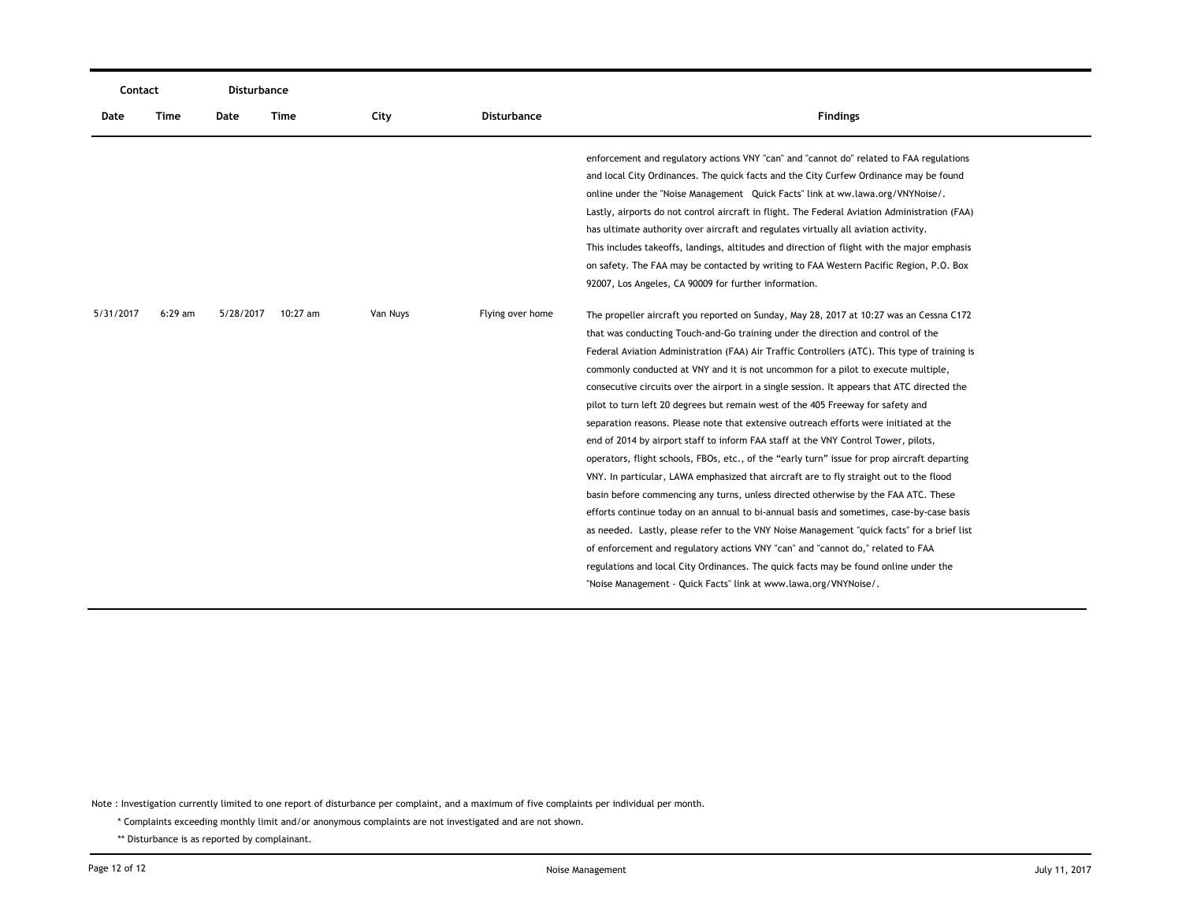| Contact | | Disturbance | | | | |
|---|---|---|---|---|---|---|
| Date | Time | Date | Time | City | Disturbance | Findings |
| | | | | | | enforcement and regulatory actions VNY "can" and "cannot do" related to FAA regulations and local City Ordinances. The quick facts and the City Curfew Ordinance may be found online under the "Noise Management Quick Facts" link at ww.lawa.org/VNYNoise/. Lastly, airports do not control aircraft in flight. The Federal Aviation Administration (FAA) has ultimate authority over aircraft and regulates virtually all aviation activity. This includes takeoffs, landings, altitudes and direction of flight with the major emphasis on safety. The FAA may be contacted by writing to FAA Western Pacific Region, P.O. Box 92007, Los Angeles, CA 90009 for further information. |
| 5/31/2017 | 6:29 am | 5/28/2017 | 10:27 am | Van Nuys | Flying over home | The propeller aircraft you reported on Sunday, May 28, 2017 at 10:27 was an Cessna C172 that was conducting Touch-and-Go training under the direction and control of the Federal Aviation Administration (FAA) Air Traffic Controllers (ATC). This type of training is commonly conducted at VNY and it is not uncommon for a pilot to execute multiple, consecutive circuits over the airport in a single session. It appears that ATC directed the pilot to turn left 20 degrees but remain west of the 405 Freeway for safety and separation reasons. Please note that extensive outreach efforts were initiated at the end of 2014 by airport staff to inform FAA staff at the VNY Control Tower, pilots, operators, flight schools, FBOs, etc., of the "early turn" issue for prop aircraft departing VNY. In particular, LAWA emphasized that aircraft are to fly straight out to the flood basin before commencing any turns, unless directed otherwise by the FAA ATC. These efforts continue today on an annual to bi-annual basis and sometimes, case-by-case basis as needed. Lastly, please refer to the VNY Noise Management "quick facts" for a brief list of enforcement and regulatory actions VNY "can" and "cannot do," related to FAA regulations and local City Ordinances. The quick facts may be found online under the "Noise Management - Quick Facts" link at www.lawa.org/VNYNoise/. |

Note : Investigation currently limited to one report of disturbance per complaint, and a maximum of five complaints per individual per month.

\* Complaints exceeding monthly limit and/or anonymous complaints are not investigated and are not shown.

\*\* Disturbance is as reported by complainant.